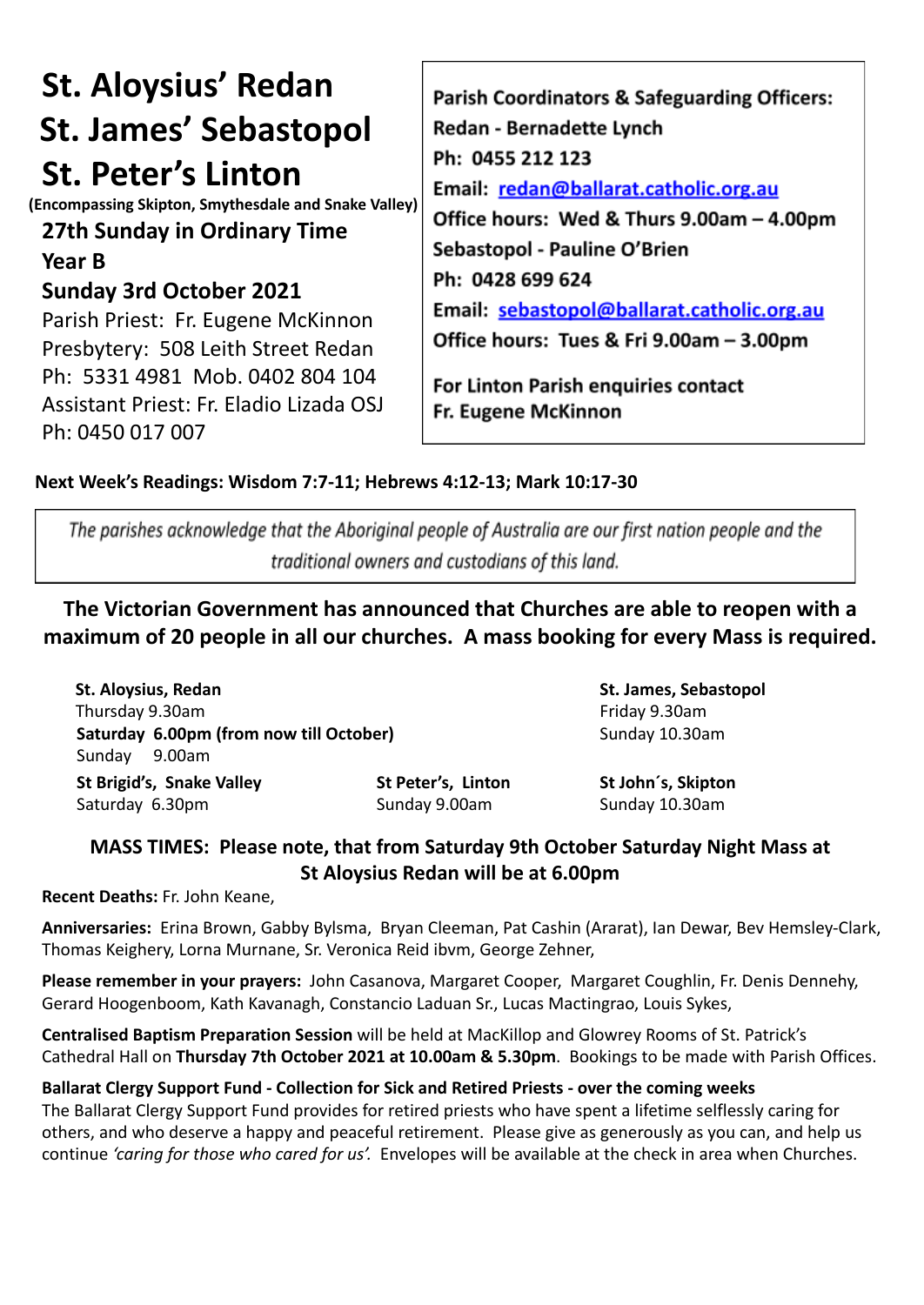# St. Aloysius' Redan
# St. James' Sebastopol
# St. Peter's Linton

**(Encompassing Skipton, Smythesdale and Snake Valley)**

**27th Sunday in Ordinary Time**

**Year B**

**Sunday 3rd October 2021**

Parish Priest: Fr. Eugene McKinnon

Presbytery: 508 Leith Street Redan

Ph: 5331 4981 Mob. 0402 804 104

Assistant Priest: Fr. Eladio Lizada OSJ

Ph: 0450 017 007

**Parish Coordinators & Safeguarding Officers:**

**Redan - Bernadette Lynch**

**Ph: 0455 212 123**

**Email: redan@ballarat.catholic.org.au**

**Office hours: Wed & Thurs 9.00am – 4.00pm**

**Sebastopol - Pauline O'Brien**

**Ph: 0428 699 624**

**Email: sebastopol@ballarat.catholic.org.au**

**Office hours: Tues & Fri 9.00am – 3.00pm**

**For Linton Parish enquiries contact Fr. Eugene McKinnon**

**Next Week's Readings: Wisdom 7:7-11; Hebrews 4:12-13; Mark 10:17-30**

*The parishes acknowledge that the Aboriginal people of Australia are our first nation people and the traditional owners and custodians of this land.*

**The Victorian Government has announced that Churches are able to reopen with a maximum of 20 people in all our churches. A mass booking for every Mass is required.**

**St. Aloysius, Redan**
Thursday 9.30am
**Saturday 6.00pm (from now till October)**
Sunday 9.00am

**St. James, Sebastopol**
Friday 9.30am
Sunday 10.30am

**St Brigid's, Snake Valley**
Saturday 6.30pm

**St Peter's, Linton**
Sunday 9.00am

**St John´s, Skipton**
Sunday 10.30am

**MASS TIMES: Please note, that from Saturday 9th October Saturday Night Mass at St Aloysius Redan will be at 6.00pm**

**Recent Deaths:** Fr. John Keane,

**Anniversaries:** Erina Brown, Gabby Bylsma, Bryan Cleeman, Pat Cashin (Ararat), Ian Dewar, Bev Hemsley-Clark, Thomas Keighery, Lorna Murnane, Sr. Veronica Reid ibvm, George Zehner,

**Please remember in your prayers:** John Casanova, Margaret Cooper, Margaret Coughlin, Fr. Denis Dennehy, Gerard Hoogenboom, Kath Kavanagh, Constancio Laduan Sr., Lucas Mactingrao, Louis Sykes,

**Centralised Baptism Preparation Session** will be held at MacKillop and Glowrey Rooms of St. Patrick's Cathedral Hall on **Thursday 7th October 2021 at 10.00am & 5.30pm**. Bookings to be made with Parish Offices.

**Ballarat Clergy Support Fund - Collection for Sick and Retired Priests - over the coming weeks**

The Ballarat Clergy Support Fund provides for retired priests who have spent a lifetime selflessly caring for others, and who deserve a happy and peaceful retirement. Please give as generously as you can, and help us continue *'caring for those who cared for us'.* Envelopes will be available at the check in area when Churches.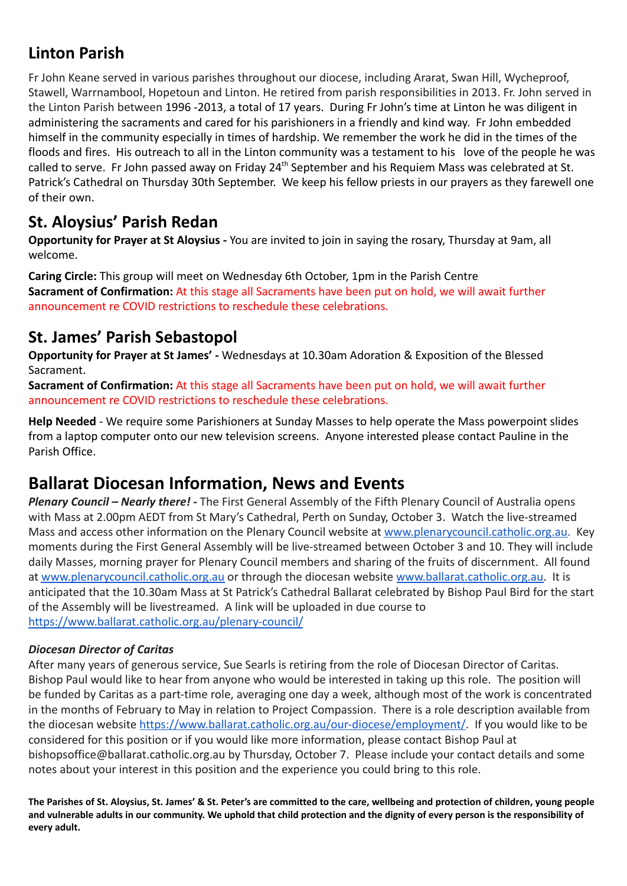## Linton Parish

Fr John Keane served in various parishes throughout our diocese, including Ararat, Swan Hill, Wycheproof, Stawell, Warrnambool, Hopetoun and Linton. He retired from parish responsibilities in 2013. Fr. John served in the Linton Parish between 1996 -2013, a total of 17 years. During Fr John's time at Linton he was diligent in administering the sacraments and cared for his parishioners in a friendly and kind way. Fr John embedded himself in the community especially in times of hardship. We remember the work he did in the times of the floods and fires. His outreach to all in the Linton community was a testament to his love of the people he was called to serve. Fr John passed away on Friday 24th September and his Requiem Mass was celebrated at St. Patrick's Cathedral on Thursday 30th September. We keep his fellow priests in our prayers as they farewell one of their own.

## St. Aloysius' Parish Redan

**Opportunity for Prayer at St Aloysius -** You are invited to join in saying the rosary, Thursday at 9am, all welcome.

**Caring Circle:** This group will meet on Wednesday 6th October, 1pm in the Parish Centre

**Sacrament of Confirmation:** At this stage all Sacraments have been put on hold, we will await further announcement re COVID restrictions to reschedule these celebrations.

## St. James' Parish Sebastopol

**Opportunity for Prayer at St James' -** Wednesdays at 10.30am Adoration & Exposition of the Blessed Sacrament.

**Sacrament of Confirmation:** At this stage all Sacraments have been put on hold, we will await further announcement re COVID restrictions to reschedule these celebrations.

**Help Needed** - We require some Parishioners at Sunday Masses to help operate the Mass powerpoint slides from a laptop computer onto our new television screens. Anyone interested please contact Pauline in the Parish Office.

## Ballarat Diocesan Information, News and Events

***Plenary Council – Nearly there! -*** The First General Assembly of the Fifth Plenary Council of Australia opens with Mass at 2.00pm AEDT from St Mary's Cathedral, Perth on Sunday, October 3. Watch the live-streamed Mass and access other information on the Plenary Council website at www.plenarycouncil.catholic.org.au. Key moments during the First General Assembly will be live-streamed between October 3 and 10. They will include daily Masses, morning prayer for Plenary Council members and sharing of the fruits of discernment. All found at www.plenarycouncil.catholic.org.au or through the diocesan website www.ballarat.catholic.org.au. It is anticipated that the 10.30am Mass at St Patrick's Cathedral Ballarat celebrated by Bishop Paul Bird for the start of the Assembly will be livestreamed. A link will be uploaded in due course to https://www.ballarat.catholic.org.au/plenary-council/

***Diocesan Director of Caritas***

After many years of generous service, Sue Searls is retiring from the role of Diocesan Director of Caritas. Bishop Paul would like to hear from anyone who would be interested in taking up this role. The position will be funded by Caritas as a part-time role, averaging one day a week, although most of the work is concentrated in the months of February to May in relation to Project Compassion. There is a role description available from the diocesan website https://www.ballarat.catholic.org.au/our-diocese/employment/. If you would like to be considered for this position or if you would like more information, please contact Bishop Paul at bishopsoffice@ballarat.catholic.org.au by Thursday, October 7. Please include your contact details and some notes about your interest in this position and the experience you could bring to this role.

**The Parishes of St. Aloysius, St. James' & St. Peter's are committed to the care, wellbeing and protection of children, young people and vulnerable adults in our community. We uphold that child protection and the dignity of every person is the responsibility of every adult.**